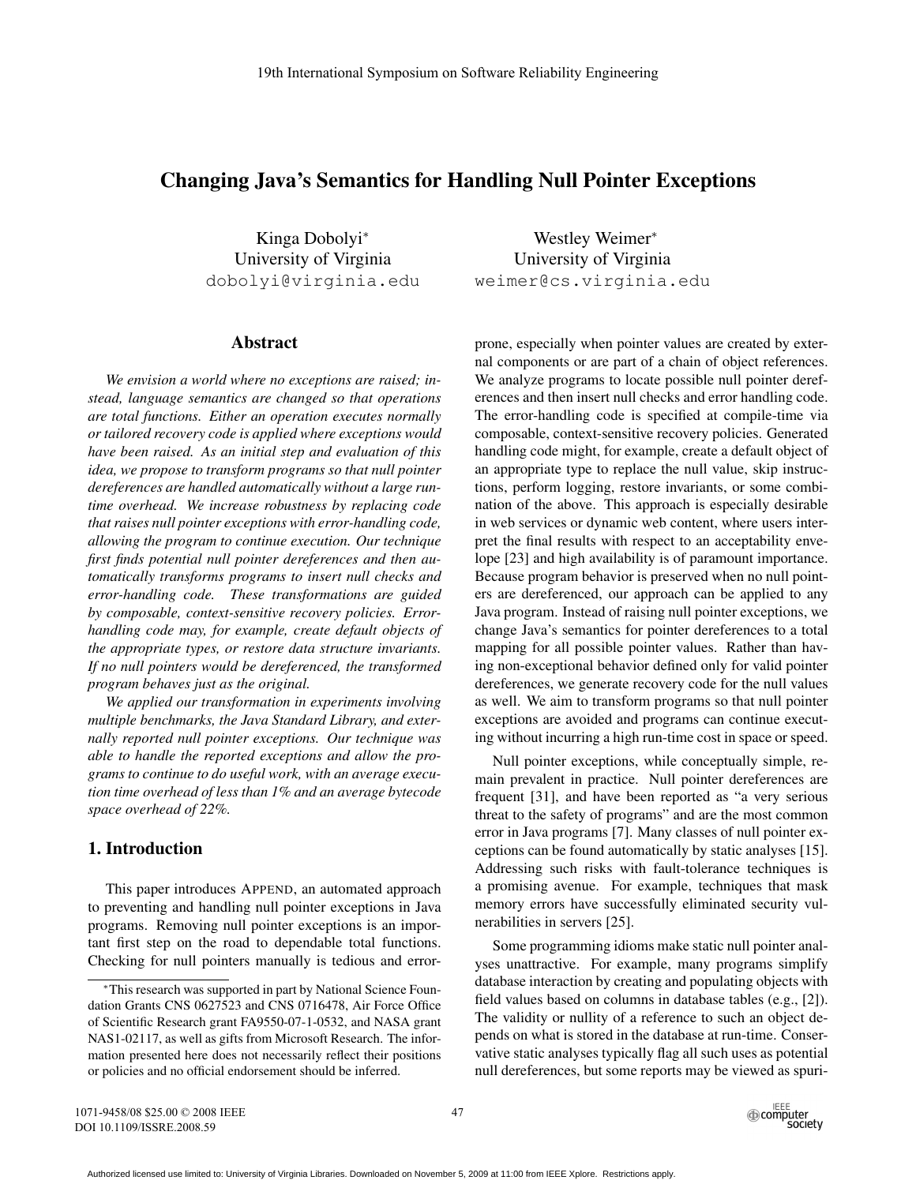# Changing Java's Semantics for Handling Null Pointer Exceptions

Kinga Dobolyi*
University of Virginia
dobolyi@virginia.edu

Westley Weimer*
University of Virginia
weimer@cs.virginia.edu

## Abstract

*We envision a world where no exceptions are raised; instead, language semantics are changed so that operations are total functions. Either an operation executes normally or tailored recovery code is applied where exceptions would have been raised. As an initial step and evaluation of this idea, we propose to transform programs so that null pointer dereferences are handled automatically without a large runtime overhead. We increase robustness by replacing code that raises null pointer exceptions with error-handling code, allowing the program to continue execution. Our technique first finds potential null pointer dereferences and then automatically transforms programs to insert null checks and error-handling code. These transformations are guided by composable, context-sensitive recovery policies. Error-handling code may, for example, create default objects of the appropriate types, or restore data structure invariants. If no null pointers would be dereferenced, the transformed program behaves just as the original.*

*We applied our transformation in experiments involving multiple benchmarks, the Java Standard Library, and externally reported null pointer exceptions. Our technique was able to handle the reported exceptions and allow the programs to continue to do useful work, with an average execution time overhead of less than 1% and an average bytecode space overhead of 22%.*

## 1. Introduction

This paper introduces APPEND, an automated approach to preventing and handling null pointer exceptions in Java programs. Removing null pointer exceptions is an important first step on the road to dependable total functions. Checking for null pointers manually is tedious and error-prone, especially when pointer values are created by external components or are part of a chain of object references. We analyze programs to locate possible null pointer dereferences and then insert null checks and error handling code. The error-handling code is specified at compile-time via composable, context-sensitive recovery policies. Generated handling code might, for example, create a default object of an appropriate type to replace the null value, skip instructions, perform logging, restore invariants, or some combination of the above. This approach is especially desirable in web services or dynamic web content, where users interpret the final results with respect to an acceptability envelope [23] and high availability is of paramount importance. Because program behavior is preserved when no null pointers are dereferenced, our approach can be applied to any Java program. Instead of raising null pointer exceptions, we change Java's semantics for pointer dereferences to a total mapping for all possible pointer values. Rather than having non-exceptional behavior defined only for valid pointer dereferences, we generate recovery code for the null values as well. We aim to transform programs so that null pointer exceptions are avoided and programs can continue executing without incurring a high run-time cost in space or speed.

Null pointer exceptions, while conceptually simple, remain prevalent in practice. Null pointer dereferences are frequent [31], and have been reported as "a very serious threat to the safety of programs" and are the most common error in Java programs [7]. Many classes of null pointer exceptions can be found automatically by static analyses [15]. Addressing such risks with fault-tolerance techniques is a promising avenue. For example, techniques that mask memory errors have successfully eliminated security vulnerabilities in servers [25].

Some programming idioms make static null pointer analyses unattractive. For example, many programs simplify database interaction by creating and populating objects with field values based on columns in database tables (e.g., [2]). The validity or nullity of a reference to such an object depends on what is stored in the database at run-time. Conservative static analyses typically flag all such uses as potential null dereferences, but some reports may be viewed as spuri-

*This research was supported in part by National Science Foundation Grants CNS 0627523 and CNS 0716478, Air Force Office of Scientific Research grant FA9550-07-1-0532, and NASA grant NAS1-02117, as well as gifts from Microsoft Research. The information presented here does not necessarily reflect their positions or policies and no official endorsement should be inferred.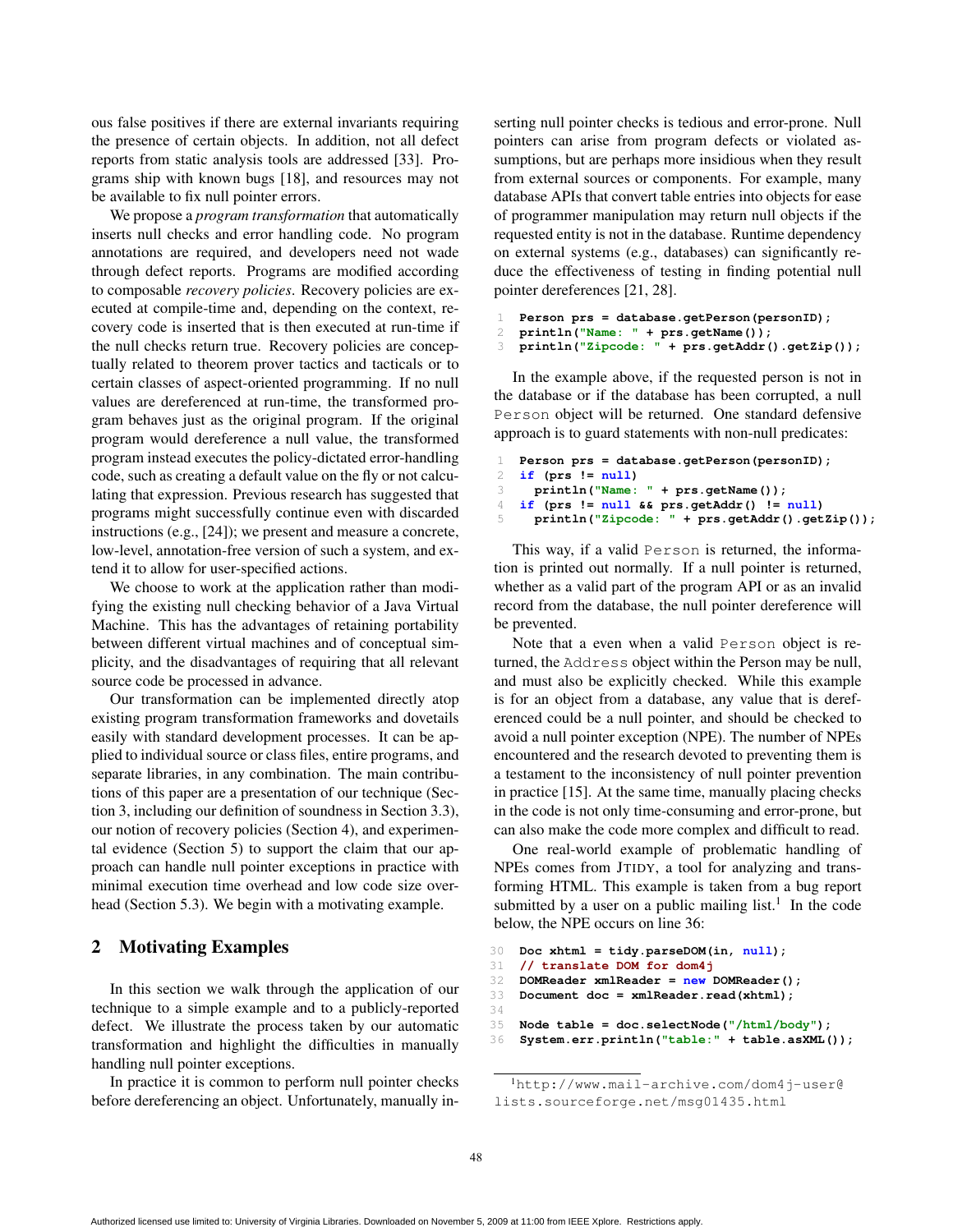ous false positives if there are external invariants requiring the presence of certain objects. In addition, not all defect reports from static analysis tools are addressed [33]. Programs ship with known bugs [18], and resources may not be available to fix null pointer errors.

We propose a *program transformation* that automatically inserts null checks and error handling code. No program annotations are required, and developers need not wade through defect reports. Programs are modified according to composable *recovery policies*. Recovery policies are executed at compile-time and, depending on the context, recovery code is inserted that is then executed at run-time if the null checks return true. Recovery policies are conceptually related to theorem prover tactics and tacticals or to certain classes of aspect-oriented programming. If no null values are dereferenced at run-time, the transformed program behaves just as the original program. If the original program would dereference a null value, the transformed program instead executes the policy-dictated error-handling code, such as creating a default value on the fly or not calculating that expression. Previous research has suggested that programs might successfully continue even with discarded instructions (e.g., [24]); we present and measure a concrete, low-level, annotation-free version of such a system, and extend it to allow for user-specified actions.

We choose to work at the application rather than modifying the existing null checking behavior of a Java Virtual Machine. This has the advantages of retaining portability between different virtual machines and of conceptual simplicity, and the disadvantages of requiring that all relevant source code be processed in advance.

Our transformation can be implemented directly atop existing program transformation frameworks and dovetails easily with standard development processes. It can be applied to individual source or class files, entire programs, and separate libraries, in any combination. The main contributions of this paper are a presentation of our technique (Section 3, including our definition of soundness in Section 3.3), our notion of recovery policies (Section 4), and experimental evidence (Section 5) to support the claim that our approach can handle null pointer exceptions in practice with minimal execution time overhead and low code size overhead (Section 5.3). We begin with a motivating example.

## 2 Motivating Examples

In this section we walk through the application of our technique to a simple example and to a publicly-reported defect. We illustrate the process taken by our automatic transformation and highlight the difficulties in manually handling null pointer exceptions.

In practice it is common to perform null pointer checks before dereferencing an object. Unfortunately, manually inserting null pointer checks is tedious and error-prone. Null pointers can arise from program defects or violated assumptions, but are perhaps more insidious when they result from external sources or components. For example, many database APIs that convert table entries into objects for ease of programmer manipulation may return null objects if the requested entity is not in the database. Runtime dependency on external systems (e.g., databases) can significantly reduce the effectiveness of testing in finding potential null pointer dereferences [21, 28].

```
1  Person prs = database.getPerson(personID);
2  println("Name: " + prs.getName());
3  println("Zipcode: " + prs.getAddr().getZip());
```

In the example above, if the requested person is not in the database or if the database has been corrupted, a null `Person` object will be returned. One standard defensive approach is to guard statements with non-null predicates:

```
1  Person prs = database.getPerson(personID);
2  if (prs != null)
3    println("Name: " + prs.getName());
4  if (prs != null && prs.getAddr() != null)
5    println("Zipcode: " + prs.getAddr().getZip());
```

This way, if a valid `Person` is returned, the information is printed out normally. If a null pointer is returned, whether as a valid part of the program API or as an invalid record from the database, the null pointer dereference will be prevented.

Note that a even when a valid `Person` object is returned, the `Address` object within the Person may be null, and must also be explicitly checked. While this example is for an object from a database, any value that is dereferenced could be a null pointer, and should be checked to avoid a null pointer exception (NPE). The number of NPEs encountered and the research devoted to preventing them is a testament to the inconsistency of null pointer prevention in practice [15]. At the same time, manually placing checks in the code is not only time-consuming and error-prone, but can also make the code more complex and difficult to read.

One real-world example of problematic handling of NPEs comes from JTIDY, a tool for analyzing and transforming HTML. This example is taken from a bug report submitted by a user on a public mailing list.[1] In the code below, the NPE occurs on line 36:

```
30  Doc xhtml = tidy.parseDOM(in, null);
31  // translate DOM for dom4j
32  DOMReader xmlReader = new DOMReader();
33  Document doc = xmlReader.read(xhtml);
34
35  Node table = doc.selectNode("/html/body");
36  System.err.println("table:" + table.asXML());
```

[1] http://www.mail-archive.com/dom4j-user@lists.sourceforge.net/msg01435.html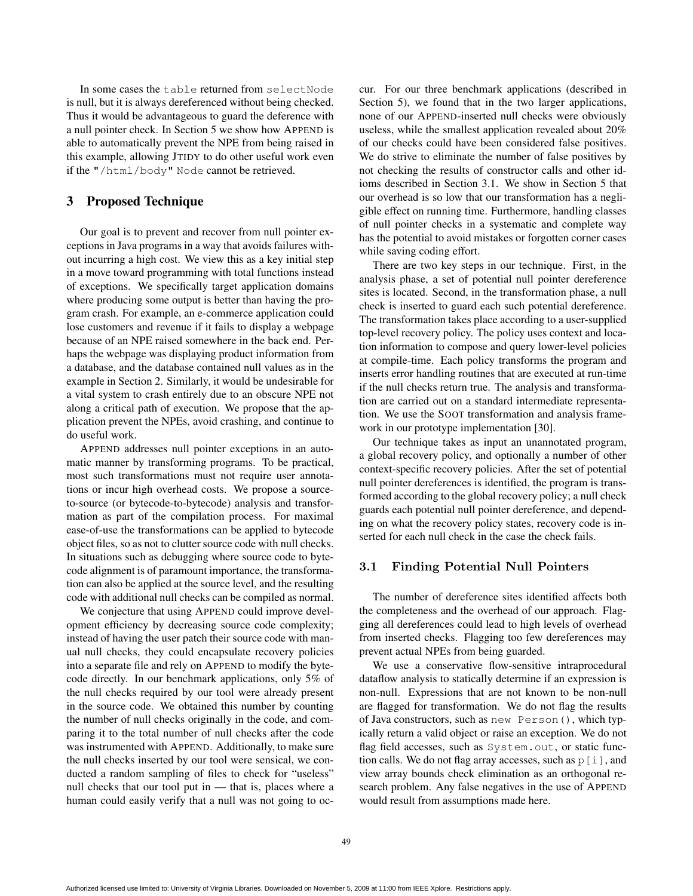In some cases the `table` returned from `selectNode` is null, but it is always dereferenced without being checked. Thus it would be advantageous to guard the deference with a null pointer check. In Section 5 we show how APPEND is able to automatically prevent the NPE from being raised in this example, allowing JTIDY to do other useful work even if the `"/html/body" Node` cannot be retrieved.

## 3 Proposed Technique

Our goal is to prevent and recover from null pointer exceptions in Java programs in a way that avoids failures without incurring a high cost. We view this as a key initial step in a move toward programming with total functions instead of exceptions. We specifically target application domains where producing some output is better than having the program crash. For example, an e-commerce application could lose customers and revenue if it fails to display a webpage because of an NPE raised somewhere in the back end. Perhaps the webpage was displaying product information from a database, and the database contained null values as in the example in Section 2. Similarly, it would be undesirable for a vital system to crash entirely due to an obscure NPE not along a critical path of execution. We propose that the application prevent the NPEs, avoid crashing, and continue to do useful work.

APPEND addresses null pointer exceptions in an automatic manner by transforming programs. To be practical, most such transformations must not require user annotations or incur high overhead costs. We propose a source-to-source (or bytecode-to-bytecode) analysis and transformation as part of the compilation process. For maximal ease-of-use the transformations can be applied to bytecode object files, so as not to clutter source code with null checks. In situations such as debugging where source code to bytecode alignment is of paramount importance, the transformation can also be applied at the source level, and the resulting code with additional null checks can be compiled as normal.

We conjecture that using APPEND could improve development efficiency by decreasing source code complexity; instead of having the user patch their source code with manual null checks, they could encapsulate recovery policies into a separate file and rely on APPEND to modify the bytecode directly. In our benchmark applications, only 5% of the null checks required by our tool were already present in the source code. We obtained this number by counting the number of null checks originally in the code, and comparing it to the total number of null checks after the code was instrumented with APPEND. Additionally, to make sure the null checks inserted by our tool were sensical, we conducted a random sampling of files to check for "useless" null checks that our tool put in — that is, places where a human could easily verify that a null was not going to occur. For our three benchmark applications (described in Section 5), we found that in the two larger applications, none of our APPEND-inserted null checks were obviously useless, while the smallest application revealed about 20% of our checks could have been considered false positives. We do strive to eliminate the number of false positives by not checking the results of constructor calls and other idioms described in Section 3.1. We show in Section 5 that our overhead is so low that our transformation has a negligible effect on running time. Furthermore, handling classes of null pointer checks in a systematic and complete way has the potential to avoid mistakes or forgotten corner cases while saving coding effort.

There are two key steps in our technique. First, in the analysis phase, a set of potential null pointer dereference sites is located. Second, in the transformation phase, a null check is inserted to guard each such potential dereference. The transformation takes place according to a user-supplied top-level recovery policy. The policy uses context and location information to compose and query lower-level policies at compile-time. Each policy transforms the program and inserts error handling routines that are executed at run-time if the null checks return true. The analysis and transformation are carried out on a standard intermediate representation. We use the SOOT transformation and analysis framework in our prototype implementation [30].

Our technique takes as input an unannotated program, a global recovery policy, and optionally a number of other context-specific recovery policies. After the set of potential null pointer dereferences is identified, the program is transformed according to the global recovery policy; a null check guards each potential null pointer dereference, and depending on what the recovery policy states, recovery code is inserted for each null check in the case the check fails.

### 3.1 Finding Potential Null Pointers

The number of dereference sites identified affects both the completeness and the overhead of our approach. Flagging all dereferences could lead to high levels of overhead from inserted checks. Flagging too few dereferences may prevent actual NPEs from being guarded.

We use a conservative flow-sensitive intraprocedural dataflow analysis to statically determine if an expression is non-null. Expressions that are not known to be non-null are flagged for transformation. We do not flag the results of Java constructors, such as `new Person()`, which typically return a valid object or raise an exception. We do not flag field accesses, such as `System.out`, or static function calls. We do not flag array accesses, such as `p[i]`, and view array bounds check elimination as an orthogonal research problem. Any false negatives in the use of APPEND would result from assumptions made here.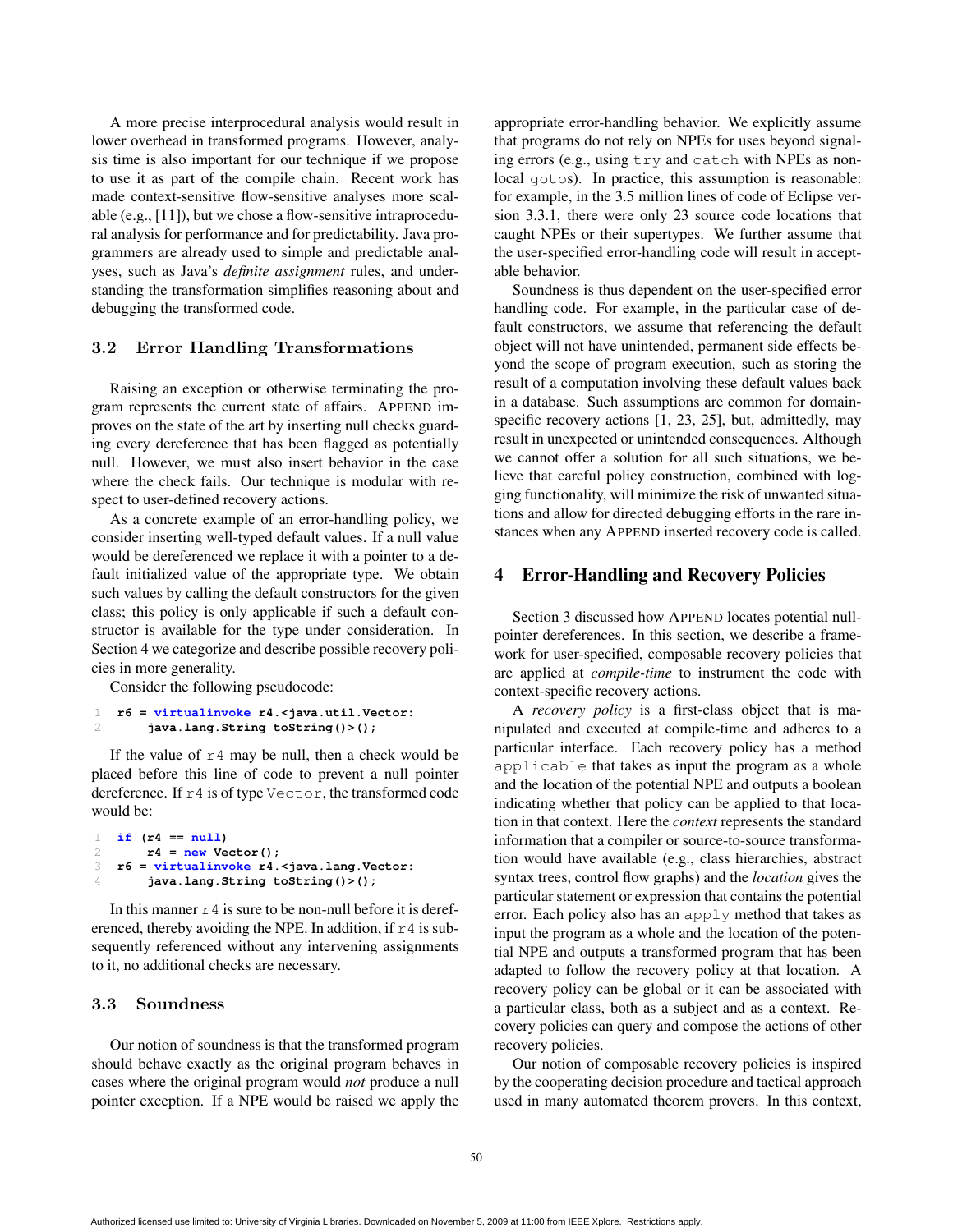A more precise interprocedural analysis would result in lower overhead in transformed programs. However, analysis time is also important for our technique if we propose to use it as part of the compile chain. Recent work has made context-sensitive flow-sensitive analyses more scalable (e.g., [11]), but we chose a flow-sensitive intraprocedural analysis for performance and for predictability. Java programmers are already used to simple and predictable analyses, such as Java's *definite assignment* rules, and understanding the transformation simplifies reasoning about and debugging the transformed code.

### 3.2 Error Handling Transformations

Raising an exception or otherwise terminating the program represents the current state of affairs. APPEND improves on the state of the art by inserting null checks guarding every dereference that has been flagged as potentially null. However, we must also insert behavior in the case where the check fails. Our technique is modular with respect to user-defined recovery actions.

As a concrete example of an error-handling policy, we consider inserting well-typed default values. If a null value would be dereferenced we replace it with a pointer to a default initialized value of the appropriate type. We obtain such values by calling the default constructors for the given class; this policy is only applicable if such a default constructor is available for the type under consideration. In Section 4 we categorize and describe possible recovery policies in more generality.

Consider the following pseudocode:

```
1  r6 = virtualinvoke r4.<java.util.Vector:
2       java.lang.String toString()>();
```

If the value of `r4` may be null, then a check would be placed before this line of code to prevent a null pointer dereference. If `r4` is of type `Vector`, the transformed code would be:

```
1  if (r4 == null)
2       r4 = new Vector();
3  r6 = virtualinvoke r4.<java.lang.Vector:
4       java.lang.String toString()>();
```

In this manner `r4` is sure to be non-null before it is dereferenced, thereby avoiding the NPE. In addition, if `r4` is subsequently referenced without any intervening assignments to it, no additional checks are necessary.

### 3.3 Soundness

Our notion of soundness is that the transformed program should behave exactly as the original program behaves in cases where the original program would *not* produce a null pointer exception. If a NPE would be raised we apply the appropriate error-handling behavior. We explicitly assume that programs do not rely on NPEs for uses beyond signaling errors (e.g., using `try` and `catch` with NPEs as non-local `goto`s). In practice, this assumption is reasonable: for example, in the 3.5 million lines of code of Eclipse version 3.3.1, there were only 23 source code locations that caught NPEs or their supertypes. We further assume that the user-specified error-handling code will result in acceptable behavior.

Soundness is thus dependent on the user-specified error handling code. For example, in the particular case of default constructors, we assume that referencing the default object will not have unintended, permanent side effects beyond the scope of program execution, such as storing the result of a computation involving these default values back in a database. Such assumptions are common for domain-specific recovery actions [1, 23, 25], but, admittedly, may result in unexpected or unintended consequences. Although we cannot offer a solution for all such situations, we believe that careful policy construction, combined with logging functionality, will minimize the risk of unwanted situations and allow for directed debugging efforts in the rare instances when any APPEND inserted recovery code is called.

## 4 Error-Handling and Recovery Policies

Section 3 discussed how APPEND locates potential null-pointer dereferences. In this section, we describe a framework for user-specified, composable recovery policies that are applied at *compile-time* to instrument the code with context-specific recovery actions.

A *recovery policy* is a first-class object that is manipulated and executed at compile-time and adheres to a particular interface. Each recovery policy has a method `applicable` that takes as input the program as a whole and the location of the potential NPE and outputs a boolean indicating whether that policy can be applied to that location in that context. Here the *context* represents the standard information that a compiler or source-to-source transformation would have available (e.g., class hierarchies, abstract syntax trees, control flow graphs) and the *location* gives the particular statement or expression that contains the potential error. Each policy also has an `apply` method that takes as input the program as a whole and the location of the potential NPE and outputs a transformed program that has been adapted to follow the recovery policy at that location. A recovery policy can be global or it can be associated with a particular class, both as a subject and as a context. Recovery policies can query and compose the actions of other recovery policies.

Our notion of composable recovery policies is inspired by the cooperating decision procedure and tactical approach used in many automated theorem provers. In this context,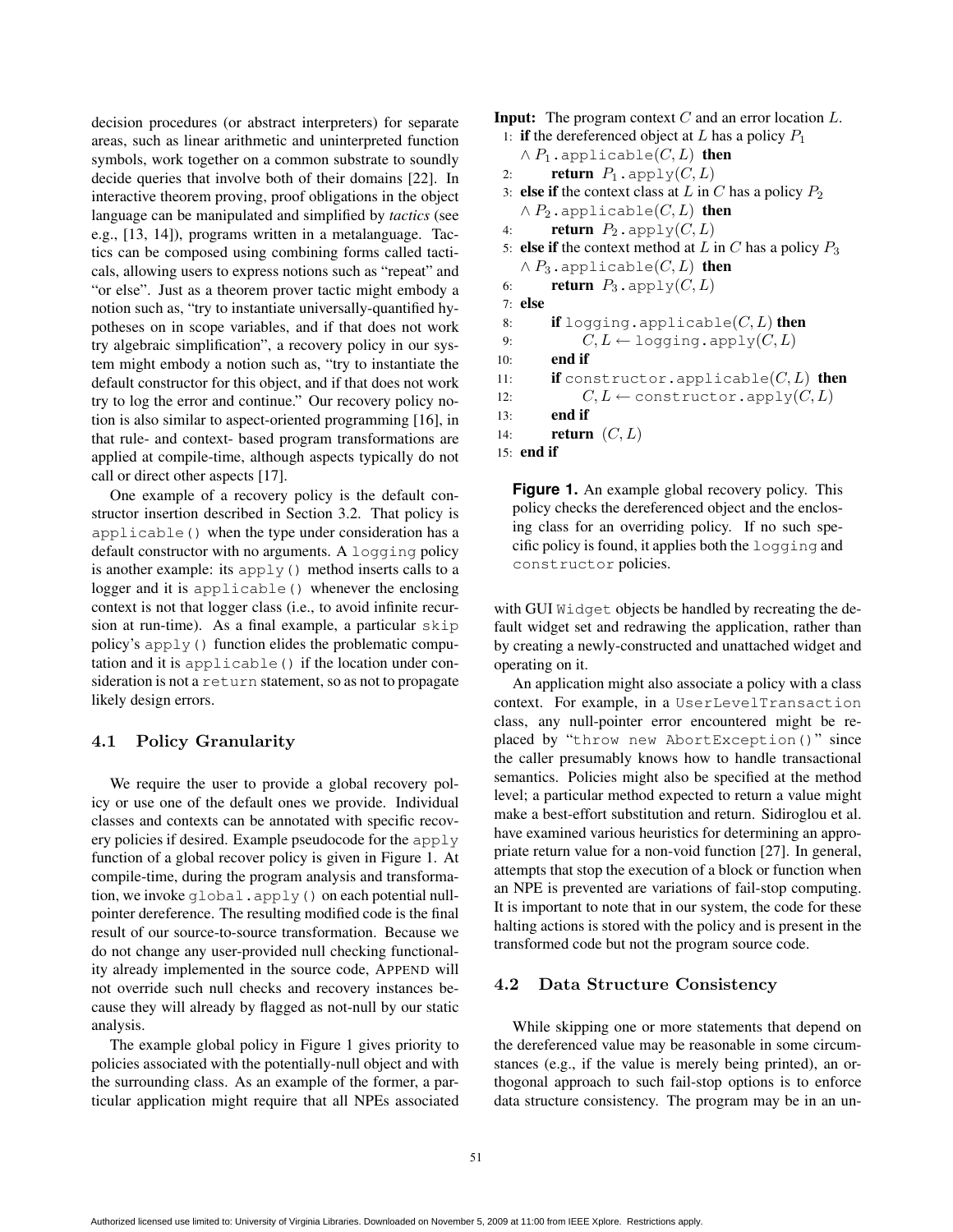decision procedures (or abstract interpreters) for separate areas, such as linear arithmetic and uninterpreted function symbols, work together on a common substrate to soundly decide queries that involve both of their domains [22]. In interactive theorem proving, proof obligations in the object language can be manipulated and simplified by *tactics* (see e.g., [13, 14]), programs written in a metalanguage. Tactics can be composed using combining forms called tacticals, allowing users to express notions such as "repeat" and "or else". Just as a theorem prover tactic might embody a notion such as, "try to instantiate universally-quantified hypotheses on in scope variables, and if that does not work try algebraic simplification", a recovery policy in our system might embody a notion such as, "try to instantiate the default constructor for this object, and if that does not work try to log the error and continue." Our recovery policy notion is also similar to aspect-oriented programming [16], in that rule- and context- based program transformations are applied at compile-time, although aspects typically do not call or direct other aspects [17].

One example of a recovery policy is the default constructor insertion described in Section 3.2. That policy is `applicable()` when the type under consideration has a default constructor with no arguments. A `logging` policy is another example: its `apply()` method inserts calls to a logger and it is `applicable()` whenever the enclosing context is not that logger class (i.e., to avoid infinite recursion at run-time). As a final example, a particular `skip` policy's `apply()` function elides the problematic computation and it is `applicable()` if the location under consideration is not a `return` statement, so as not to propagate likely design errors.

### 4.1 Policy Granularity

We require the user to provide a global recovery policy or use one of the default ones we provide. Individual classes and contexts can be annotated with specific recovery policies if desired. Example pseudocode for the `apply` function of a global recover policy is given in Figure 1. At compile-time, during the program analysis and transformation, we invoke `global.apply()` on each potential null-pointer dereference. The resulting modified code is the final result of our source-to-source transformation. Because we do not change any user-provided null checking functionality already implemented in the source code, APPEND will not override such null checks and recovery instances because they will already by flagged as not-null by our static analysis.

The example global policy in Figure 1 gives priority to policies associated with the potentially-null object and with the surrounding class. As an example of the former, a particular application might require that all NPEs associated

**Input:** The program context $C$ and an error location $L$.

1: **if** the dereferenced object at $L$ has a policy $P_1$ $\wedge$ $P_1$`.applicable`$(C, L)$ **then**
2: &nbsp;&nbsp;&nbsp;&nbsp;**return** $P_1$`.apply`$(C, L)$
3: **else if** the context class at $L$ in $C$ has a policy $P_2$ $\wedge$ $P_2$`.applicable`$(C, L)$ **then**
4: &nbsp;&nbsp;&nbsp;&nbsp;**return** $P_2$`.apply`$(C, L)$
5: **else if** the context method at $L$ in $C$ has a policy $P_3$ $\wedge$ $P_3$`.applicable`$(C, L)$ **then**
6: &nbsp;&nbsp;&nbsp;&nbsp;**return** $P_3$`.apply`$(C, L)$
7: **else**
8: &nbsp;&nbsp;&nbsp;&nbsp;**if** `logging.applicable`$(C, L)$ **then**
9: &nbsp;&nbsp;&nbsp;&nbsp;&nbsp;&nbsp;&nbsp;&nbsp;$C, L \leftarrow$ `logging.apply`$(C, L)$
10: &nbsp;&nbsp;&nbsp;&nbsp;**end if**
11: &nbsp;&nbsp;&nbsp;&nbsp;**if** `constructor.applicable`$(C, L)$ **then**
12: &nbsp;&nbsp;&nbsp;&nbsp;&nbsp;&nbsp;&nbsp;&nbsp;$C, L \leftarrow$ `constructor.apply`$(C, L)$
13: &nbsp;&nbsp;&nbsp;&nbsp;**end if**
14: &nbsp;&nbsp;&nbsp;&nbsp;**return** $(C, L)$
15: **end if**

**Figure 1.** An example global recovery policy. This policy checks the dereferenced object and the enclosing class for an overriding policy. If no such specific policy is found, it applies both the `logging` and `constructor` policies.

with GUI `Widget` objects be handled by recreating the default widget set and redrawing the application, rather than by creating a newly-constructed and unattached widget and operating on it.

An application might also associate a policy with a class context. For example, in a `UserLevelTransaction` class, any null-pointer error encountered might be replaced by "`throw new AbortException()`" since the caller presumably knows how to handle transactional semantics. Policies might also be specified at the method level; a particular method expected to return a value might make a best-effort substitution and return. Sidiroglou et al. have examined various heuristics for determining an appropriate return value for a non-void function [27]. In general, attempts that stop the execution of a block or function when an NPE is prevented are variations of fail-stop computing. It is important to note that in our system, the code for these halting actions is stored with the policy and is present in the transformed code but not the program source code.

### 4.2 Data Structure Consistency

While skipping one or more statements that depend on the dereferenced value may be reasonable in some circumstances (e.g., if the value is merely being printed), an orthogonal approach to such fail-stop options is to enforce data structure consistency. The program may be in an un-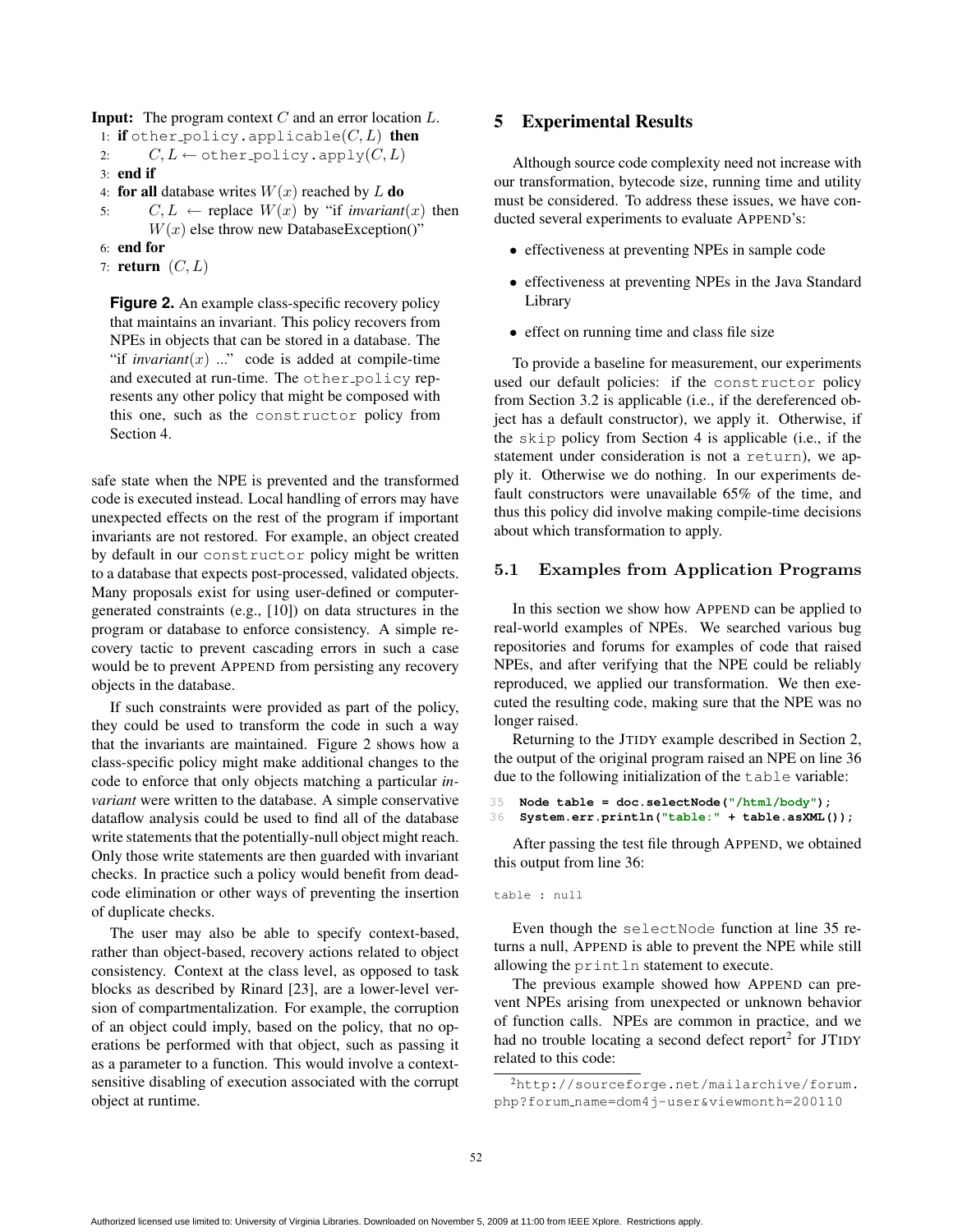**Input:** The program context $C$ and an error location $L$.

1: **if** `other_policy.applicable(C, L)` **then**
2: $\quad C, L \leftarrow$ `other_policy.apply(C, L)`
3: **end if**
4: **for all** database writes $W(x)$ reached by $L$ **do**
5: $\quad C, L \leftarrow$ replace $W(x)$ by "if *invariant*$(x)$ then $W(x)$ else throw new DatabaseException()"
6: **end for**
7: **return** $(C, L)$

**Figure 2.** An example class-specific recovery policy that maintains an invariant. This policy recovers from NPEs in objects that can be stored in a database. The "if *invariant*$(x)$ ..." code is added at compile-time and executed at run-time. The `other_policy` represents any other policy that might be composed with this one, such as the `constructor` policy from Section 4.

safe state when the NPE is prevented and the transformed code is executed instead. Local handling of errors may have unexpected effects on the rest of the program if important invariants are not restored. For example, an object created by default in our `constructor` policy might be written to a database that expects post-processed, validated objects. Many proposals exist for using user-defined or computer-generated constraints (e.g., [10]) on data structures in the program or database to enforce consistency. A simple recovery tactic to prevent cascading errors in such a case would be to prevent APPEND from persisting any recovery objects in the database.

If such constraints were provided as part of the policy, they could be used to transform the code in such a way that the invariants are maintained. Figure 2 shows how a class-specific policy might make additional changes to the code to enforce that only objects matching a particular *invariant* were written to the database. A simple conservative dataflow analysis could be used to find all of the database write statements that the potentially-null object might reach. Only those write statements are then guarded with invariant checks. In practice such a policy would benefit from dead-code elimination or other ways of preventing the insertion of duplicate checks.

The user may also be able to specify context-based, rather than object-based, recovery actions related to object consistency. Context at the class level, as opposed to task blocks as described by Rinard [23], are a lower-level version of compartmentalization. For example, the corruption of an object could imply, based on the policy, that no operations be performed with that object, such as passing it as a parameter to a function. This would involve a context-sensitive disabling of execution associated with the corrupt object at runtime.

## 5 Experimental Results

Although source code complexity need not increase with our transformation, bytecode size, running time and utility must be considered. To address these issues, we have conducted several experiments to evaluate APPEND's:

- effectiveness at preventing NPEs in sample code
- effectiveness at preventing NPEs in the Java Standard Library
- effect on running time and class file size

To provide a baseline for measurement, our experiments used our default policies: if the `constructor` policy from Section 3.2 is applicable (i.e., if the dereferenced object has a default constructor), we apply it. Otherwise, if the `skip` policy from Section 4 is applicable (i.e., if the statement under consideration is not a `return`), we apply it. Otherwise we do nothing. In our experiments default constructors were unavailable 65% of the time, and thus this policy did involve making compile-time decisions about which transformation to apply.

### 5.1 Examples from Application Programs

In this section we show how APPEND can be applied to real-world examples of NPEs. We searched various bug repositories and forums for examples of code that raised NPEs, and after verifying that the NPE could be reliably reproduced, we applied our transformation. We then executed the resulting code, making sure that the NPE was no longer raised.

Returning to the JTIDY example described in Section 2, the output of the original program raised an NPE on line 36 due to the following initialization of the `table` variable:

```
35  Node table = doc.selectNode("/html/body");
36  System.err.println("table:" + table.asXML());
```

After passing the test file through APPEND, we obtained this output from line 36:

```
table : null
```

Even though the `selectNode` function at line 35 returns a null, APPEND is able to prevent the NPE while still allowing the `println` statement to execute.

The previous example showed how APPEND can prevent NPEs arising from unexpected or unknown behavior of function calls. NPEs are common in practice, and we had no trouble locating a second defect report[2] for JTIDY related to this code:

[2] http://sourceforge.net/mailarchive/forum.php?forum_name=dom4j-user&viewmonth=200110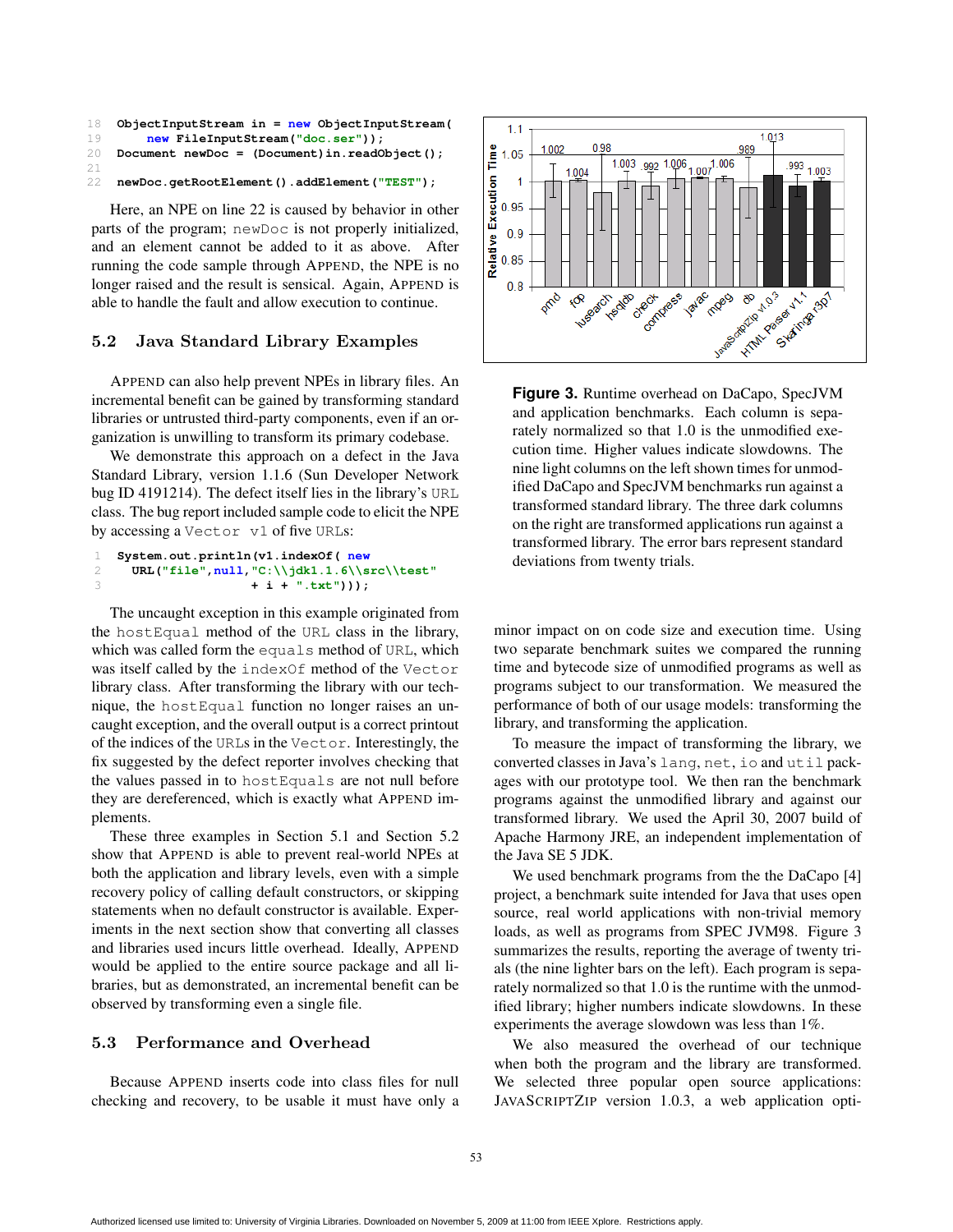```
18  ObjectInputStream in = new ObjectInputStream(
19      new FileInputStream("doc.ser"));
20  Document newDoc = (Document)in.readObject();
21
22  newDoc.getRootElement().addElement("TEST");
```

Here, an NPE on line 22 is caused by behavior in other parts of the program; `newDoc` is not properly initialized, and an element cannot be added to it as above. After running the code sample through APPEND, the NPE is no longer raised and the result is sensical. Again, APPEND is able to handle the fault and allow execution to continue.

### 5.2 Java Standard Library Examples

APPEND can also help prevent NPEs in library files. An incremental benefit can be gained by transforming standard libraries or untrusted third-party components, even if an organization is unwilling to transform its primary codebase.

We demonstrate this approach on a defect in the Java Standard Library, version 1.1.6 (Sun Developer Network bug ID 4191214). The defect itself lies in the library's `URL` class. The bug report included sample code to elicit the NPE by accessing a `Vector v1` of five `URL`s:

```
1  System.out.println(v1.indexOf( new
2    URL("file",null,"C:\\jdk1.1.6\\src\\test"
3                    + i + ".txt")));
```

The uncaught exception in this example originated from the `hostEqual` method of the `URL` class in the library, which was called form the `equals` method of `URL`, which was itself called by the `indexOf` method of the `Vector` library class. After transforming the library with our technique, the `hostEqual` function no longer raises an uncaught exception, and the overall output is a correct printout of the indices of the `URL`s in the `Vector`. Interestingly, the fix suggested by the defect reporter involves checking that the values passed in to `hostEquals` are not null before they are dereferenced, which is exactly what APPEND implements.

These three examples in Section 5.1 and Section 5.2 show that APPEND is able to prevent real-world NPEs at both the application and library levels, even with a simple recovery policy of calling default constructors, or skipping statements when no default constructor is available. Experiments in the next section show that converting all classes and libraries used incurs little overhead. Ideally, APPEND would be applied to the entire source package and all libraries, but as demonstrated, an incremental benefit can be observed by transforming even a single file.

### 5.3 Performance and Overhead

Because APPEND inserts code into class files for null checking and recovery, to be usable it must have only a minor impact on on code size and execution time. Using two separate benchmark suites we compared the running time and bytecode size of unmodified programs as well as programs subject to our transformation. We measured the performance of both of our usage models: transforming the library, and transforming the application.

**Figure 3.** Runtime overhead on DaCapo, SpecJVM and application benchmarks. Each column is separately normalized so that 1.0 is the unmodified execution time. Higher values indicate slowdowns. The nine light columns on the left shown times for unmodified DaCapo and SpecJVM benchmarks run against a transformed standard library. The three dark columns on the right are transformed applications run against a transformed library. The error bars represent standard deviations from twenty trials.

To measure the impact of transforming the library, we converted classes in Java's `lang`, `net`, `io` and `util` packages with our prototype tool. We then ran the benchmark programs against the unmodified library and against our transformed library. We used the April 30, 2007 build of Apache Harmony JRE, an independent implementation of the Java SE 5 JDK.

We used benchmark programs from the the DaCapo [4] project, a benchmark suite intended for Java that uses open source, real world applications with non-trivial memory loads, as well as programs from SPEC JVM98. Figure 3 summarizes the results, reporting the average of twenty trials (the nine lighter bars on the left). Each program is separately normalized so that 1.0 is the runtime with the unmodified library; higher numbers indicate slowdowns. In these experiments the average slowdown was less than 1%.

We also measured the overhead of our technique when both the program and the library are transformed. We selected three popular open source applications: JAVASCRIPTZIP version 1.0.3, a web application opti-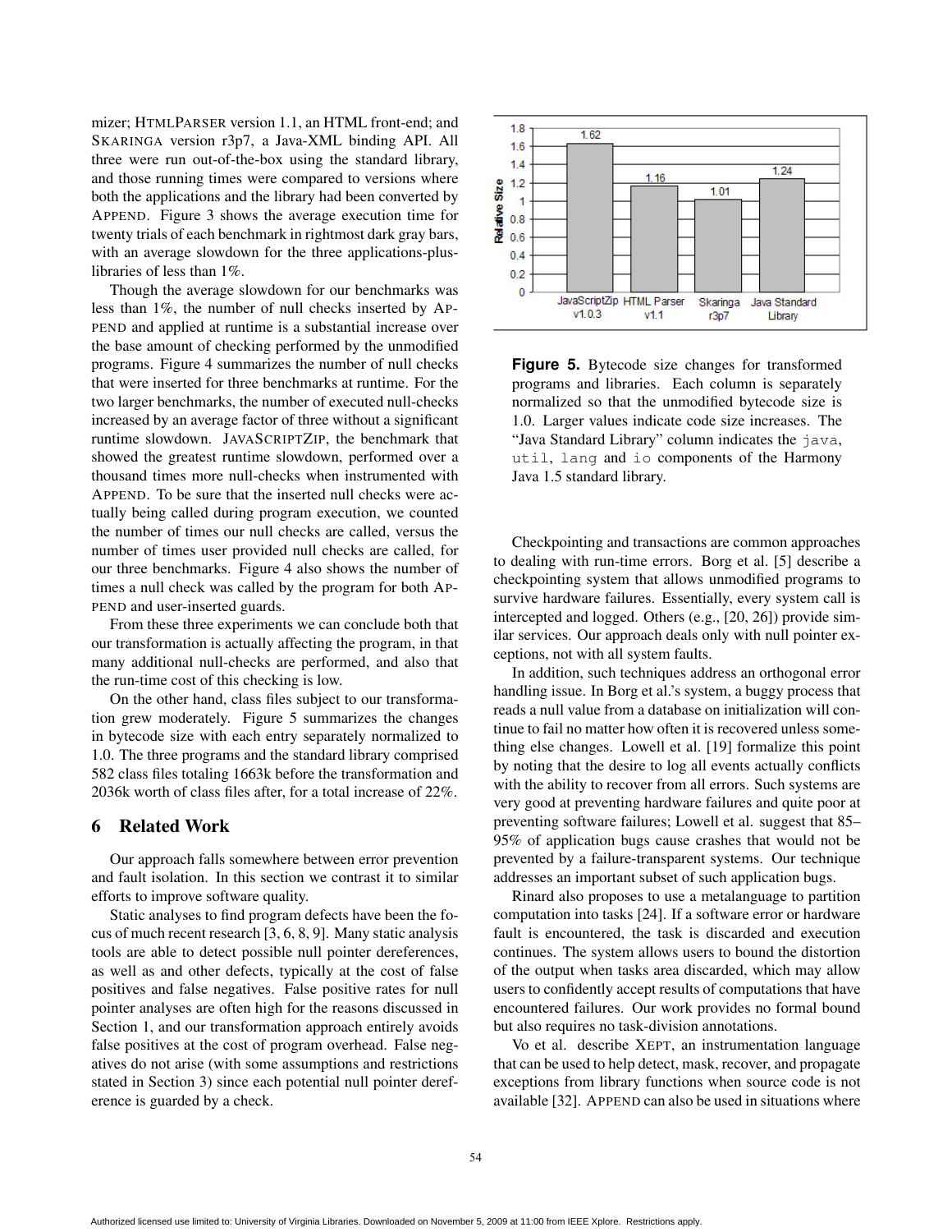mizer; HTMLPARSER version 1.1, an HTML front-end; and SKARINGA version r3p7, a Java-XML binding API. All three were run out-of-the-box using the standard library, and those running times were compared to versions where both the applications and the library had been converted by APPEND. Figure 3 shows the average execution time for twenty trials of each benchmark in rightmost dark gray bars, with an average slowdown for the three applications-plus-libraries of less than 1%.

Though the average slowdown for our benchmarks was less than 1%, the number of null checks inserted by APPEND and applied at runtime is a substantial increase over the base amount of checking performed by the unmodified programs. Figure 4 summarizes the number of null checks that were inserted for three benchmarks at runtime. For the two larger benchmarks, the number of executed null-checks increased by an average factor of three without a significant runtime slowdown. JAVASCRIPTZIP, the benchmark that showed the greatest runtime slowdown, performed over a thousand times more null-checks when instrumented with APPEND. To be sure that the inserted null checks were actually being called during program execution, we counted the number of times our null checks are called, versus the number of times user provided null checks are called, for our three benchmarks. Figure 4 also shows the number of times a null check was called by the program for both APPEND and user-inserted guards.

From these three experiments we can conclude both that our transformation is actually affecting the program, in that many additional null-checks are performed, and also that the run-time cost of this checking is low.

On the other hand, class files subject to our transformation grew moderately. Figure 5 summarizes the changes in bytecode size with each entry separately normalized to 1.0. The three programs and the standard library comprised 582 class files totaling 1663k before the transformation and 2036k worth of class files after, for a total increase of 22%.

| | JavaScriptZip v1.0.3 | HTML Parser v1.1 | Skaringa r3p7 | Java Standard Library |
|---|---|---|---|---|
| Relative Size | 1.62 | 1.16 | 1.01 | 1.24 |

**Figure 5.** Bytecode size changes for transformed programs and libraries. Each column is separately normalized so that the unmodified bytecode size is 1.0. Larger values indicate code size increases. The "Java Standard Library" column indicates the `java`, `util`, `lang` and `io` components of the Harmony Java 1.5 standard library.

## 6 Related Work

Our approach falls somewhere between error prevention and fault isolation. In this section we contrast it to similar efforts to improve software quality.

Static analyses to find program defects have been the focus of much recent research [3, 6, 8, 9]. Many static analysis tools are able to detect possible null pointer dereferences, as well as and other defects, typically at the cost of false positives and false negatives. False positive rates for null pointer analyses are often high for the reasons discussed in Section 1, and our transformation approach entirely avoids false positives at the cost of program overhead. False negatives do not arise (with some assumptions and restrictions stated in Section 3) since each potential null pointer dereference is guarded by a check.

Checkpointing and transactions are common approaches to dealing with run-time errors. Borg et al. [5] describe a checkpointing system that allows unmodified programs to survive hardware failures. Essentially, every system call is intercepted and logged. Others (e.g., [20, 26]) provide similar services. Our approach deals only with null pointer exceptions, not with all system faults.

In addition, such techniques address an orthogonal error handling issue. In Borg et al.'s system, a buggy process that reads a null value from a database on initialization will continue to fail no matter how often it is recovered unless something else changes. Lowell et al. [19] formalize this point by noting that the desire to log all events actually conflicts with the ability to recover from all errors. Such systems are very good at preventing hardware failures and quite poor at preventing software failures; Lowell et al. suggest that 85–95% of application bugs cause crashes that would not be prevented by a failure-transparent systems. Our technique addresses an important subset of such application bugs.

Rinard also proposes to use a metalanguage to partition computation into tasks [24]. If a software error or hardware fault is encountered, the task is discarded and execution continues. The system allows users to bound the distortion of the output when tasks area discarded, which may allow users to confidently accept results of computations that have encountered failures. Our work provides no formal bound but also requires no task-division annotations.

Vo et al. describe XEPT, an instrumentation language that can be used to help detect, mask, recover, and propagate exceptions from library functions when source code is not available [32]. APPEND can also be used in situations where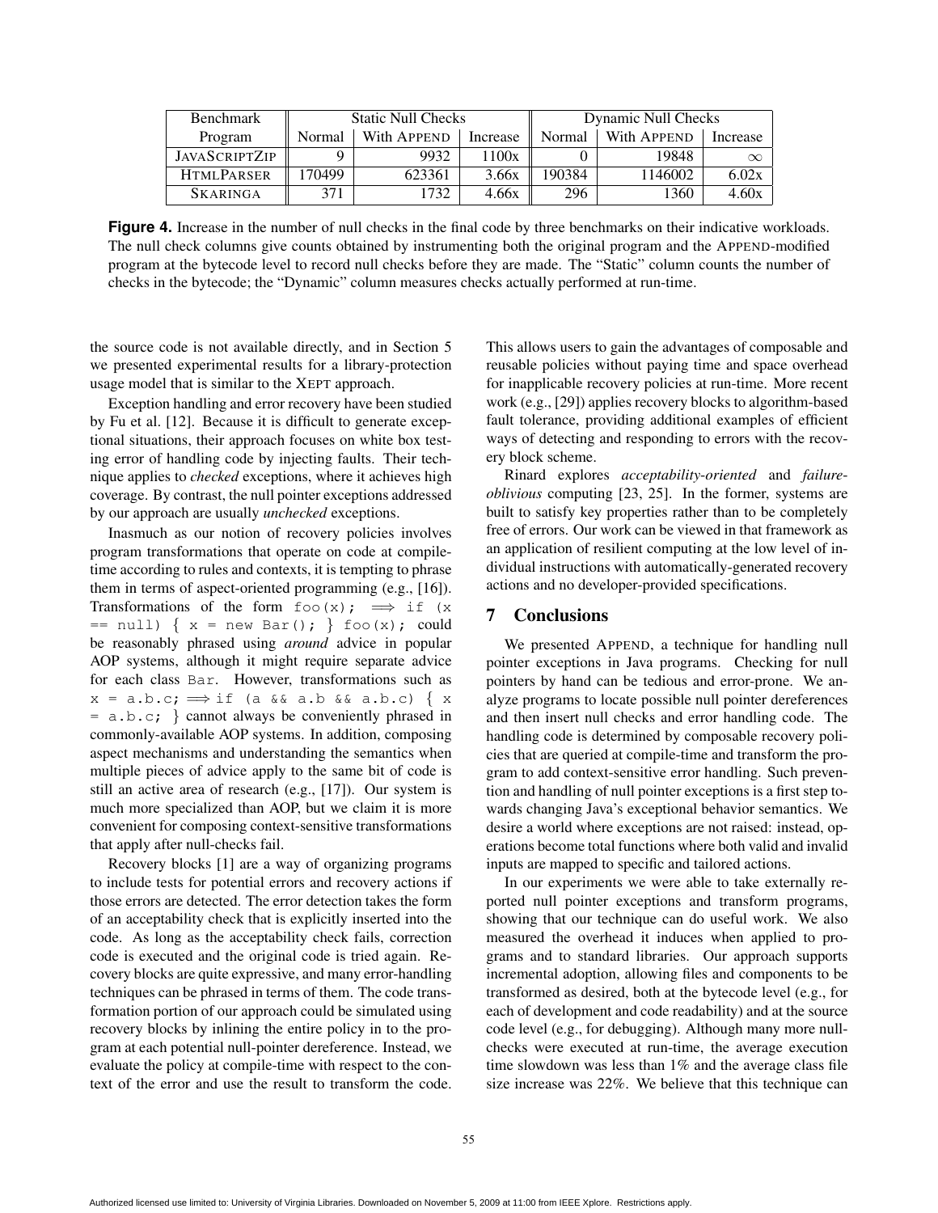| Benchmark | Static Null Checks | | | Dynamic Null Checks | | |
|---|---|---|---|---|---|---|
| Program | Normal | With APPEND | Increase | Normal | With APPEND | Increase |
| JAVASCRIPTZIP | 9 | 9932 | 1100x | 0 | 19848 | $\infty$ |
| HTMLPARSER | 170499 | 623361 | 3.66x | 190384 | 1146002 | 6.02x |
| SKARINGA | 371 | 1732 | 4.66x | 296 | 1360 | 4.60x |

**Figure 4.** Increase in the number of null checks in the final code by three benchmarks on their indicative workloads. The null check columns give counts obtained by instrumenting both the original program and the APPEND-modified program at the bytecode level to record null checks before they are made. The "Static" column counts the number of checks in the bytecode; the "Dynamic" column measures checks actually performed at run-time.

the source code is not available directly, and in Section 5 we presented experimental results for a library-protection usage model that is similar to the XEPT approach.

Exception handling and error recovery have been studied by Fu et al. [12]. Because it is difficult to generate exceptional situations, their approach focuses on white box testing error of handling code by injecting faults. Their technique applies to *checked* exceptions, where it achieves high coverage. By contrast, the null pointer exceptions addressed by our approach are usually *unchecked* exceptions.

Inasmuch as our notion of recovery policies involves program transformations that operate on code at compile-time according to rules and contexts, it is tempting to phrase them in terms of aspect-oriented programming (e.g., [16]). Transformations of the form `foo(x);` $\Longrightarrow$ `if (x == null) { x = new Bar(); } foo(x);` could be reasonably phrased using *around* advice in popular AOP systems, although it might require separate advice for each class `Bar`. However, transformations such as `x = a.b.c;` $\Longrightarrow$ `if (a && a.b && a.b.c) { x = a.b.c; }` cannot always be conveniently phrased in commonly-available AOP systems. In addition, composing aspect mechanisms and understanding the semantics when multiple pieces of advice apply to the same bit of code is still an active area of research (e.g., [17]). Our system is much more specialized than AOP, but we claim it is more convenient for composing context-sensitive transformations that apply after null-checks fail.

Recovery blocks [1] are a way of organizing programs to include tests for potential errors and recovery actions if those errors are detected. The error detection takes the form of an acceptability check that is explicitly inserted into the code. As long as the acceptability check fails, correction code is executed and the original code is tried again. Recovery blocks are quite expressive, and many error-handling techniques can be phrased in terms of them. The code transformation portion of our approach could be simulated using recovery blocks by inlining the entire policy in to the program at each potential null-pointer dereference. Instead, we evaluate the policy at compile-time with respect to the context of the error and use the result to transform the code. This allows users to gain the advantages of composable and reusable policies without paying time and space overhead for inapplicable recovery policies at run-time. More recent work (e.g., [29]) applies recovery blocks to algorithm-based fault tolerance, providing additional examples of efficient ways of detecting and responding to errors with the recovery block scheme.

Rinard explores *acceptability-oriented* and *failure-oblivious* computing [23, 25]. In the former, systems are built to satisfy key properties rather than to be completely free of errors. Our work can be viewed in that framework as an application of resilient computing at the low level of individual instructions with automatically-generated recovery actions and no developer-provided specifications.

## 7 Conclusions

We presented APPEND, a technique for handling null pointer exceptions in Java programs. Checking for null pointers by hand can be tedious and error-prone. We analyze programs to locate possible null pointer dereferences and then insert null checks and error handling code. The handling code is determined by composable recovery policies that are queried at compile-time and transform the program to add context-sensitive error handling. Such prevention and handling of null pointer exceptions is a first step towards changing Java's exceptional behavior semantics. We desire a world where exceptions are not raised: instead, operations become total functions where both valid and invalid inputs are mapped to specific and tailored actions.

In our experiments we were able to take externally reported null pointer exceptions and transform programs, showing that our technique can do useful work. We also measured the overhead it induces when applied to programs and to standard libraries. Our approach supports incremental adoption, allowing files and components to be transformed as desired, both at the bytecode level (e.g., for each of development and code readability) and at the source code level (e.g., for debugging). Although many more null-checks were executed at run-time, the average execution time slowdown was less than 1% and the average class file size increase was 22%. We believe that this technique can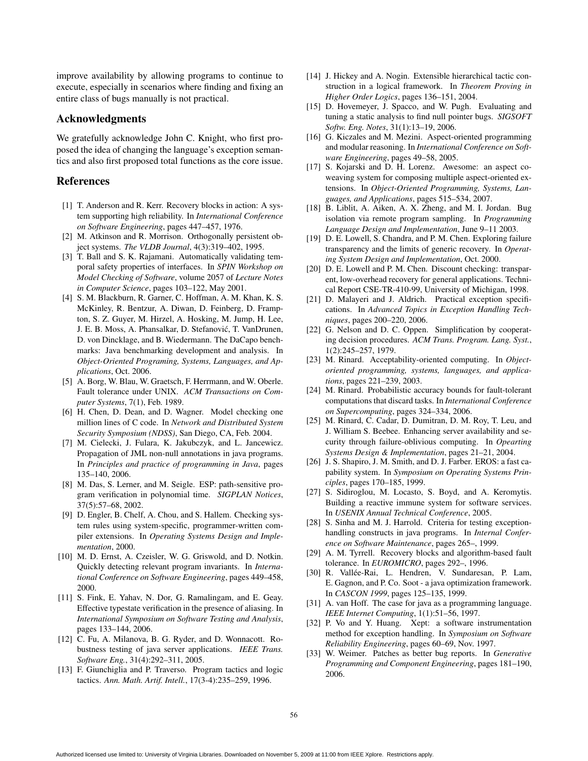improve availability by allowing programs to continue to execute, especially in scenarios where finding and fixing an entire class of bugs manually is not practical.

## Acknowledgments

We gratefully acknowledge John C. Knight, who first proposed the idea of changing the language's exception semantics and also first proposed total functions as the core issue.

## References

[1] T. Anderson and R. Kerr. Recovery blocks in action: A system supporting high reliability. In *International Conference on Software Engineering*, pages 447–457, 1976.

[2] M. Atkinson and R. Morrison. Orthogonally persistent object systems. *The VLDB Journal*, 4(3):319–402, 1995.

[3] T. Ball and S. K. Rajamani. Automatically validating temporal safety properties of interfaces. In *SPIN Workshop on Model Checking of Software*, volume 2057 of *Lecture Notes in Computer Science*, pages 103–122, May 2001.

[4] S. M. Blackburn, R. Garner, C. Hoffman, A. M. Khan, K. S. McKinley, R. Bentzur, A. Diwan, D. Feinberg, D. Frampton, S. Z. Guyer, M. Hirzel, A. Hosking, M. Jump, H. Lee, J. E. B. Moss, A. Phansalkar, D. Stefanović, T. VanDrunen, D. von Dincklage, and B. Wiedermann. The DaCapo benchmarks: Java benchmarking development and analysis. In *Object-Oriented Programing, Systems, Languages, and Applications*, Oct. 2006.

[5] A. Borg, W. Blau, W. Graetsch, F. Herrmann, and W. Oberle. Fault tolerance under UNIX. *ACM Transactions on Computer Systems*, 7(1), Feb. 1989.

[6] H. Chen, D. Dean, and D. Wagner. Model checking one million lines of C code. In *Network and Distributed System Security Symposium (NDSS)*, San Diego, CA, Feb. 2004.

[7] M. Cielecki, J. Fulara, K. Jakubczyk, and L. Jancewicz. Propagation of JML non-null annotations in java programs. In *Principles and practice of programming in Java*, pages 135–140, 2006.

[8] M. Das, S. Lerner, and M. Seigle. ESP: path-sensitive program verification in polynomial time. *SIGPLAN Notices*, 37(5):57–68, 2002.

[9] D. Engler, B. Chelf, A. Chou, and S. Hallem. Checking system rules using system-specific, programmer-written compiler extensions. In *Operating Systems Design and Implementation*, 2000.

[10] M. D. Ernst, A. Czeisler, W. G. Griswold, and D. Notkin. Quickly detecting relevant program invariants. In *International Conference on Software Engineering*, pages 449–458, 2000.

[11] S. Fink, E. Yahav, N. Dor, G. Ramalingam, and E. Geay. Effective typestate verification in the presence of aliasing. In *International Symposium on Software Testing and Analysis*, pages 133–144, 2006.

[12] C. Fu, A. Milanova, B. G. Ryder, and D. Wonnacott. Robustness testing of java server applications. *IEEE Trans. Software Eng.*, 31(4):292–311, 2005.

[13] F. Giunchiglia and P. Traverso. Program tactics and logic tactics. *Ann. Math. Artif. Intell.*, 17(3-4):235–259, 1996.

[14] J. Hickey and A. Nogin. Extensible hierarchical tactic construction in a logical framework. In *Theorem Proving in Higher Order Logics*, pages 136–151, 2004.

[15] D. Hovemeyer, J. Spacco, and W. Pugh. Evaluating and tuning a static analysis to find null pointer bugs. *SIGSOFT Softw. Eng. Notes*, 31(1):13–19, 2006.

[16] G. Kiczales and M. Mezini. Aspect-oriented programming and modular reasoning. In *International Conference on Software Engineering*, pages 49–58, 2005.

[17] S. Kojarski and D. H. Lorenz. Awesome: an aspect coweaving system for composing multiple aspect-oriented extensions. In *Object-Oriented Programming, Systems, Languages, and Applications*, pages 515–534, 2007.

[18] B. Liblit, A. Aiken, A. X. Zheng, and M. I. Jordan. Bug isolation via remote program sampling. In *Programming Language Design and Implementation*, June 9–11 2003.

[19] D. E. Lowell, S. Chandra, and P. M. Chen. Exploring failure transparency and the limits of generic recovery. In *Operating System Design and Implementation*, Oct. 2000.

[20] D. E. Lowell and P. M. Chen. Discount checking: transparent, low-overhead recovery for general applications. Technical Report CSE-TR-410-99, University of Michigan, 1998.

[21] D. Malayeri and J. Aldrich. Practical exception specifications. In *Advanced Topics in Exception Handling Techniques*, pages 200–220, 2006.

[22] G. Nelson and D. C. Oppen. Simplification by cooperating decision procedures. *ACM Trans. Program. Lang. Syst.*, 1(2):245–257, 1979.

[23] M. Rinard. Acceptability-oriented computing. In *Object-oriented programming, systems, languages, and applications*, pages 221–239, 2003.

[24] M. Rinard. Probabilistic accuracy bounds for fault-tolerant computations that discard tasks. In *International Conference on Supercomputing*, pages 324–334, 2006.

[25] M. Rinard, C. Cadar, D. Dumitran, D. M. Roy, T. Leu, and J. William S. Beebee. Enhancing server availability and security through failure-oblivious computing. In *Opearting Systems Design & Implementation*, pages 21–21, 2004.

[26] J. S. Shapiro, J. M. Smith, and D. J. Farber. EROS: a fast capability system. In *Symposium on Operating Systems Principles*, pages 170–185, 1999.

[27] S. Sidiroglou, M. Locasto, S. Boyd, and A. Keromytis. Building a reactive immune system for software services. In *USENIX Annual Technical Conference*, 2005.

[28] S. Sinha and M. J. Harrold. Criteria for testing exception-handling constructs in java programs. In *Internal Conference on Software Maintenance*, pages 265–, 1999.

[29] A. M. Tyrrell. Recovery blocks and algorithm-based fault tolerance. In *EUROMICRO*, pages 292–, 1996.

[30] R. Vallée-Rai, L. Hendren, V. Sundaresan, P. Lam, E. Gagnon, and P. Co. Soot - a java optimization framework. In *CASCON 1999*, pages 125–135, 1999.

[31] A. van Hoff. The case for java as a programming language. *IEEE Internet Computing*, 1(1):51–56, 1997.

[32] P. Vo and Y. Huang. Xept: a software instrumentation method for exception handling. In *Symposium on Software Reliability Engineering*, pages 60–69, Nov. 1997.

[33] W. Weimer. Patches as better bug reports. In *Generative Programming and Component Engineering*, pages 181–190, 2006.